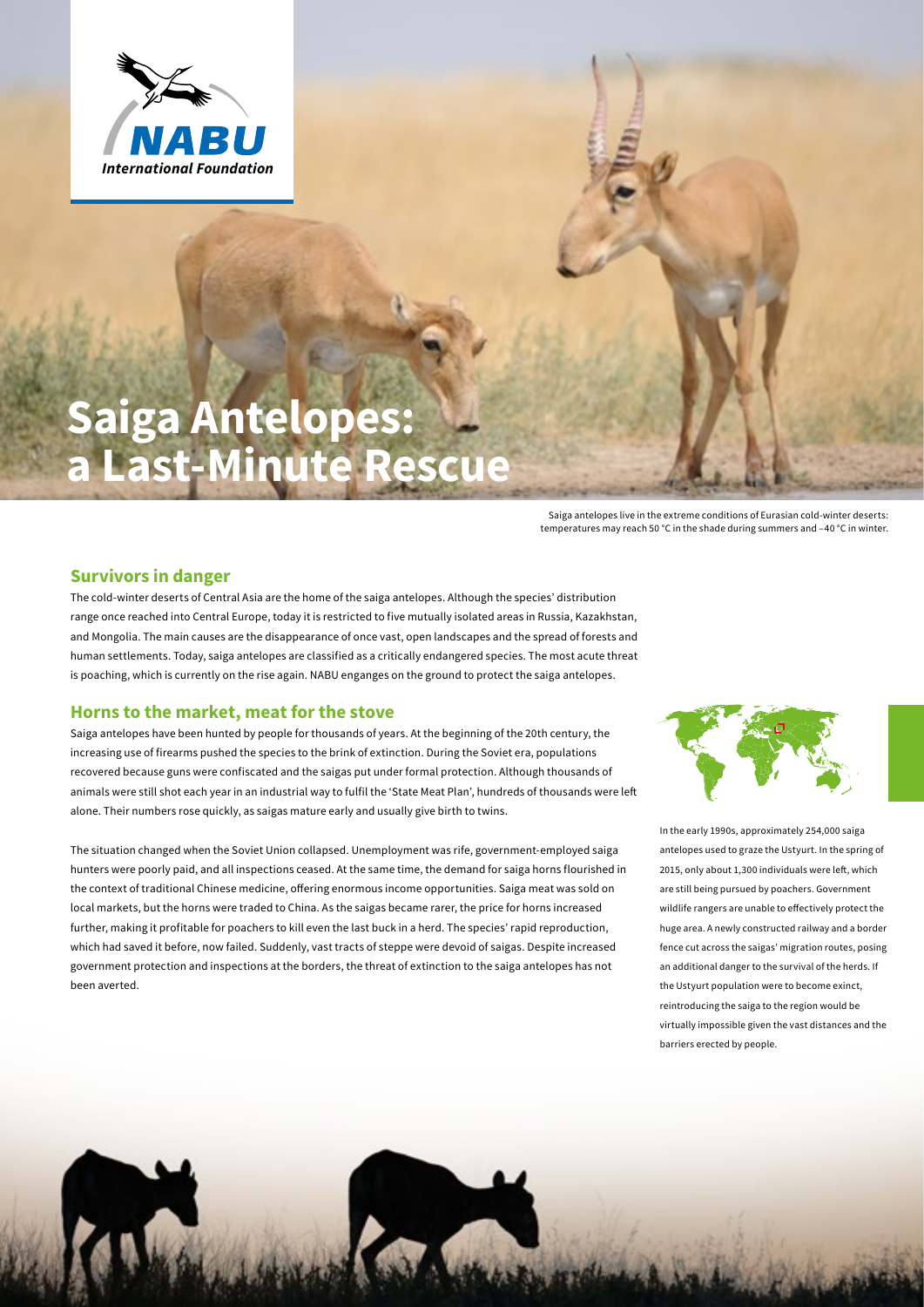# Saiga Antelopes: a Last-Minute Rescue

Saiga antelopes live in the extreme conditions of Eurasian cold-winter deserts: temperatures may reach 50 °C in the shade during summers and −40 °C in winter.

## Survivors in danger

The cold-winter deserts of Central Asia are the home of the saiga antelopes. Although the species' distribution range once reached into Central Europe, today it is restricted to five mutually isolated areas in Russia, Kazakhstan, and Mongolia. The main causes are the disappearance of once vast, open landscapes and the spread of forests and human settlements. Today, saiga antelopes are classified as a critically endangered species. The most acute threat is poaching, which is currently on the rise again. NABU enganges on the ground to protect the saiga antelopes.

## Horns to the market, meat for the stove

Saiga antelopes have been hunted by people for thousands of years. At the beginning of the 20th century, the increasing use of firearms pushed the species to the brink of extinction. During the Soviet era, populations recovered because guns were confiscated and the saigas put under formal protection. Although thousands of animals were still shot each year in an industrial way to fulfil the 'State Meat Plan', hundreds of thousands were left alone. Their numbers rose quickly, as saigas mature early and usually give birth to twins.

The situation changed when the Soviet Union collapsed. Unemployment was rife, government-employed saiga hunters were poorly paid, and all inspections ceased. At the same time, the demand for saiga horns flourished in the context of traditional Chinese medicine, offering enormous income opportunities. Saiga meat was sold on local markets, but the horns were traded to China. As the saigas became rarer, the price for horns increased further, making it profitable for poachers to kill even the last buck in a herd. The species' rapid reproduction, which had saved it before, now failed. Suddenly, vast tracts of steppe were devoid of saigas. Despite increased government protection and inspections at the borders, the threat of extinction to the saiga antelopes has not been averted.

In the early 1990s, approximately 254,000 saiga antelopes used to graze the Ustyurt. In the spring of 2015, only about 1,300 individuals were left, which are still being pursued by poachers. Government wildlife rangers are unable to effectively protect the huge area. A newly constructed railway and a border fence cut across the saigas' migration routes, posing an additional danger to the survival of the herds. If the Ustyurt population were to become exinct, reintroducing the saiga to the region would be virtually impossible given the vast distances and the barriers erected by people.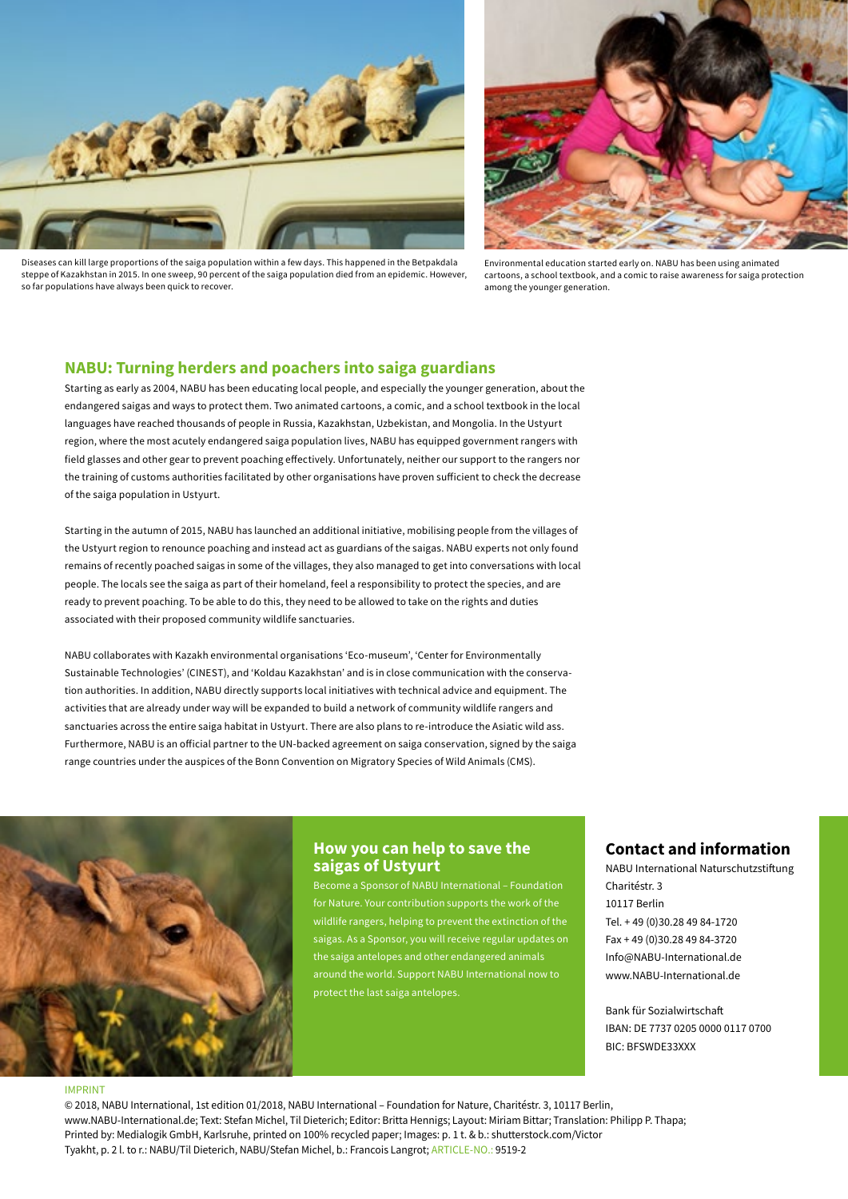Diseases can kill large proportions of the saiga population within a few days. This happened in the Betpakdala steppe of Kazakhstan in 2015. In one sweep, 90 percent of the saiga population died from an epidemic. However, so far populations have always been quick to recover.

Environmental education started early on. NABU has been using animated cartoons, a school textbook, and a comic to raise awareness for saiga protection among the younger generation.

## NABU: Turning herders and poachers into saiga guardians

Starting as early as 2004, NABU has been educating local people, and especially the younger generation, about the endangered saigas and ways to protect them. Two animated cartoons, a comic, and a school textbook in the local languages have reached thousands of people in Russia, Kazakhstan, Uzbekistan, and Mongolia. In the Ustyurt region, where the most acutely endangered saiga population lives, NABU has equipped government rangers with field glasses and other gear to prevent poaching effectively. Unfortunately, neither our support to the rangers nor the training of customs authorities facilitated by other organisations have proven sufficient to check the decrease of the saiga population in Ustyurt.

Starting in the autumn of 2015, NABU has launched an additional initiative, mobilising people from the villages of the Ustyurt region to renounce poaching and instead act as guardians of the saigas. NABU experts not only found remains of recently poached saigas in some of the villages, they also managed to get into conversations with local people. The locals see the saiga as part of their homeland, feel a responsibility to protect the species, and are ready to prevent poaching. To be able to do this, they need to be allowed to take on the rights and duties associated with their proposed community wildlife sanctuaries.

NABU collaborates with Kazakh environmental organisations 'Eco-museum', 'Center for Environmentally Sustainable Technologies' (CINEST), and 'Koldau Kazakhstan' and is in close communication with the conservation authorities. In addition, NABU directly supports local initiatives with technical advice and equipment. The activities that are already under way will be expanded to build a network of community wildlife rangers and sanctuaries across the entire saiga habitat in Ustyurt. There are also plans to re-introduce the Asiatic wild ass. Furthermore, NABU is an official partner to the UN-backed agreement on saiga conservation, signed by the saiga range countries under the auspices of the Bonn Convention on Migratory Species of Wild Animals (CMS).

## How you can help to save the saigas of Ustyurt

Become a Sponsor of NABU International – Foundation for Nature. Your contribution supports the work of the wildlife rangers, helping to prevent the extinction of the saigas. As a Sponsor, you will receive regular updates on the saiga antelopes and other endangered animals around the world. Support NABU International now to protect the last saiga antelopes.

## Contact and information

NABU International Naturschutzstiftung
Charitéstr. 3
10117 Berlin
Tel. + 49 (0)30.28 49 84-1720
Fax + 49 (0)30.28 49 84-3720
Info@NABU-International.de
www.NABU-International.de

Bank für Sozialwirtschaft
IBAN: DE 7737 0205 0000 0117 0700
BIC: BFSWDE33XXX

IMPRINT
© 2018, NABU International, 1st edition 01/2018, NABU International – Foundation for Nature, Charitéstr. 3, 10117 Berlin, www.NABU-International.de; Text: Stefan Michel, Til Dieterich; Editor: Britta Hennigs; Layout: Miriam Bittar; Translation: Philipp P. Thapa; Printed by: Medialogik GmbH, Karlsruhe, printed on 100% recycled paper; Images: p. 1 t. & b.: shutterstock.com/Victor Tyakht, p. 2 l. to r.: NABU/Til Dieterich, NABU/Stefan Michel, b.: Francois Langrot; ARTICLE-NO.: 9519-2